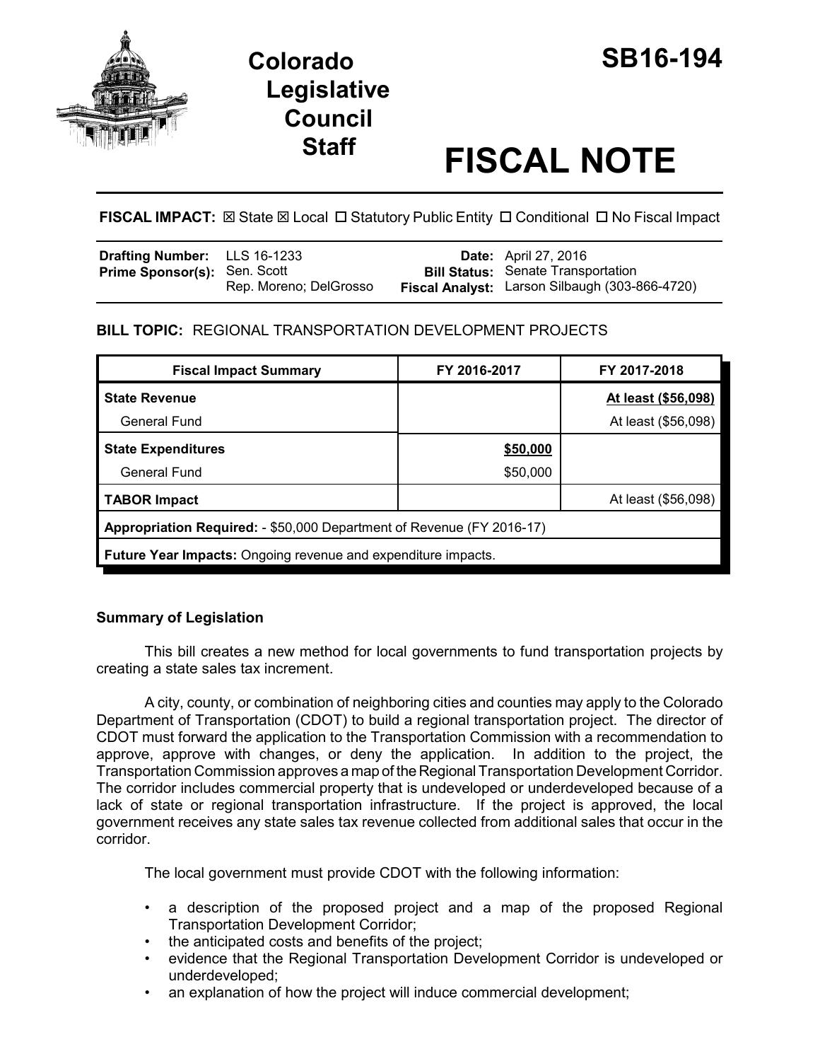# Colorado Legislative Council Staff

# SB16-194

# FISCAL NOTE

**FISCAL IMPACT:** ☒ State ☒ Local ☐ Statutory Public Entity ☐ Conditional ☐ No Fiscal Impact

| | | | |
|---|---|---|---|
| **Drafting Number:** | LLS 16-1233 | **Date:** | April 27, 2016 |
| **Prime Sponsor(s):** | Sen. Scott<br>Rep. Moreno; DelGrosso | **Bill Status:** | Senate Transportation |
| | | **Fiscal Analyst:** | Larson Silbaugh (303-866-4720) |

**BILL TOPIC:** REGIONAL TRANSPORTATION DEVELOPMENT PROJECTS

| Fiscal Impact Summary | FY 2016-2017 | FY 2017-2018 |
|---|---|---|
| **State Revenue** | | **At least ($56,098)** |
| General Fund | | At least ($56,098) |
| **State Expenditures** | **$50,000** | |
| General Fund | $50,000 | |
| **TABOR Impact** | | At least ($56,098) |
| **Appropriation Required:** - $50,000 Department of Revenue (FY 2016-17) | | |
| **Future Year Impacts:** Ongoing revenue and expenditure impacts. | | |

## Summary of Legislation

This bill creates a new method for local governments to fund transportation projects by creating a state sales tax increment.

A city, county, or combination of neighboring cities and counties may apply to the Colorado Department of Transportation (CDOT) to build a regional transportation project. The director of CDOT must forward the application to the Transportation Commission with a recommendation to approve, approve with changes, or deny the application. In addition to the project, the Transportation Commission approves a map of the Regional Transportation Development Corridor. The corridor includes commercial property that is undeveloped or underdeveloped because of a lack of state or regional transportation infrastructure. If the project is approved, the local government receives any state sales tax revenue collected from additional sales that occur in the corridor.

The local government must provide CDOT with the following information:

- a description of the proposed project and a map of the proposed Regional Transportation Development Corridor;
- the anticipated costs and benefits of the project;
- evidence that the Regional Transportation Development Corridor is undeveloped or underdeveloped;
- an explanation of how the project will induce commercial development;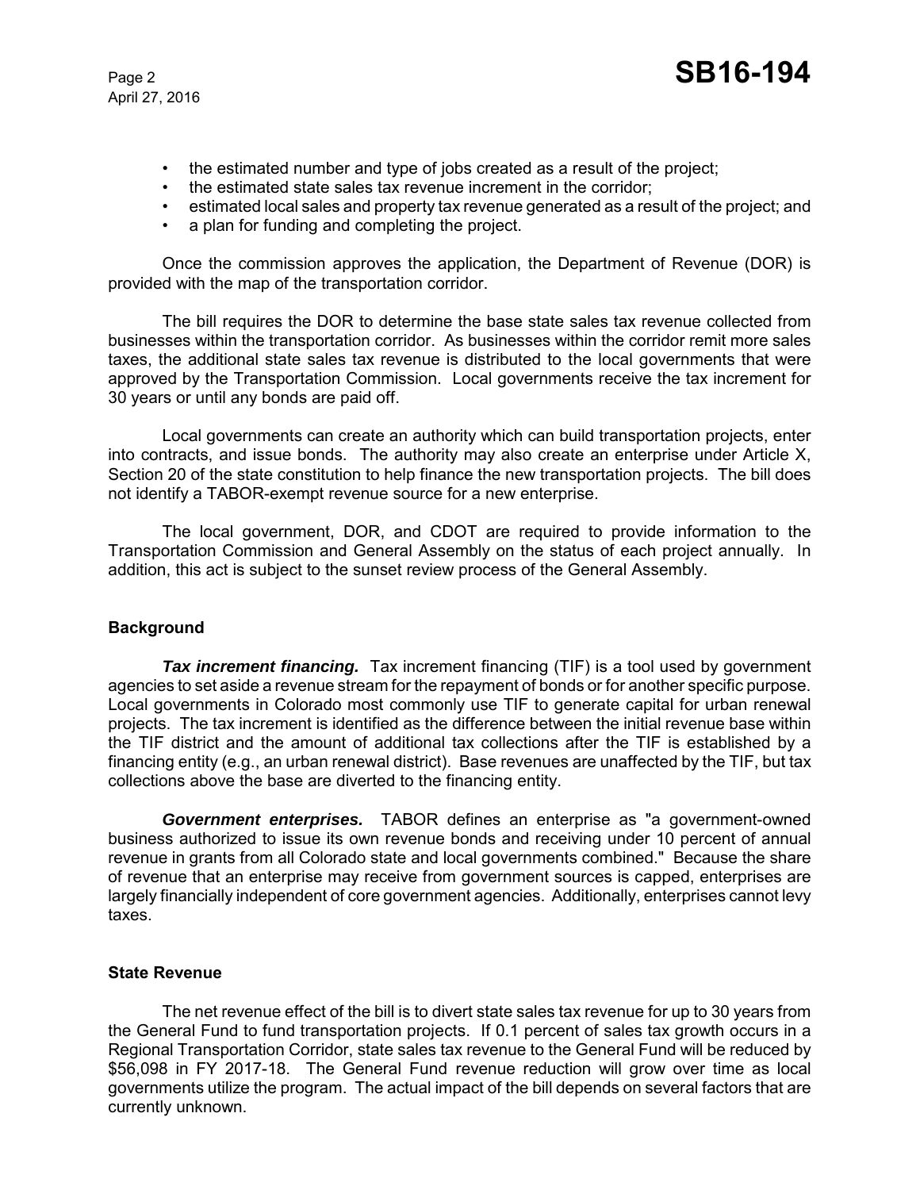- the estimated number and type of jobs created as a result of the project;
- the estimated state sales tax revenue increment in the corridor;
- estimated local sales and property tax revenue generated as a result of the project; and
- a plan for funding and completing the project.

Once the commission approves the application, the Department of Revenue (DOR) is provided with the map of the transportation corridor.

The bill requires the DOR to determine the base state sales tax revenue collected from businesses within the transportation corridor. As businesses within the corridor remit more sales taxes, the additional state sales tax revenue is distributed to the local governments that were approved by the Transportation Commission. Local governments receive the tax increment for 30 years or until any bonds are paid off.

Local governments can create an authority which can build transportation projects, enter into contracts, and issue bonds. The authority may also create an enterprise under Article X, Section 20 of the state constitution to help finance the new transportation projects. The bill does not identify a TABOR-exempt revenue source for a new enterprise.

The local government, DOR, and CDOT are required to provide information to the Transportation Commission and General Assembly on the status of each project annually. In addition, this act is subject to the sunset review process of the General Assembly.

## Background

***Tax increment financing.*** Tax increment financing (TIF) is a tool used by government agencies to set aside a revenue stream for the repayment of bonds or for another specific purpose. Local governments in Colorado most commonly use TIF to generate capital for urban renewal projects. The tax increment is identified as the difference between the initial revenue base within the TIF district and the amount of additional tax collections after the TIF is established by a financing entity (e.g., an urban renewal district). Base revenues are unaffected by the TIF, but tax collections above the base are diverted to the financing entity.

***Government enterprises.*** TABOR defines an enterprise as "a government-owned business authorized to issue its own revenue bonds and receiving under 10 percent of annual revenue in grants from all Colorado state and local governments combined." Because the share of revenue that an enterprise may receive from government sources is capped, enterprises are largely financially independent of core government agencies. Additionally, enterprises cannot levy taxes.

## State Revenue

The net revenue effect of the bill is to divert state sales tax revenue for up to 30 years from the General Fund to fund transportation projects. If 0.1 percent of sales tax growth occurs in a Regional Transportation Corridor, state sales tax revenue to the General Fund will be reduced by $56,098 in FY 2017-18. The General Fund revenue reduction will grow over time as local governments utilize the program. The actual impact of the bill depends on several factors that are currently unknown.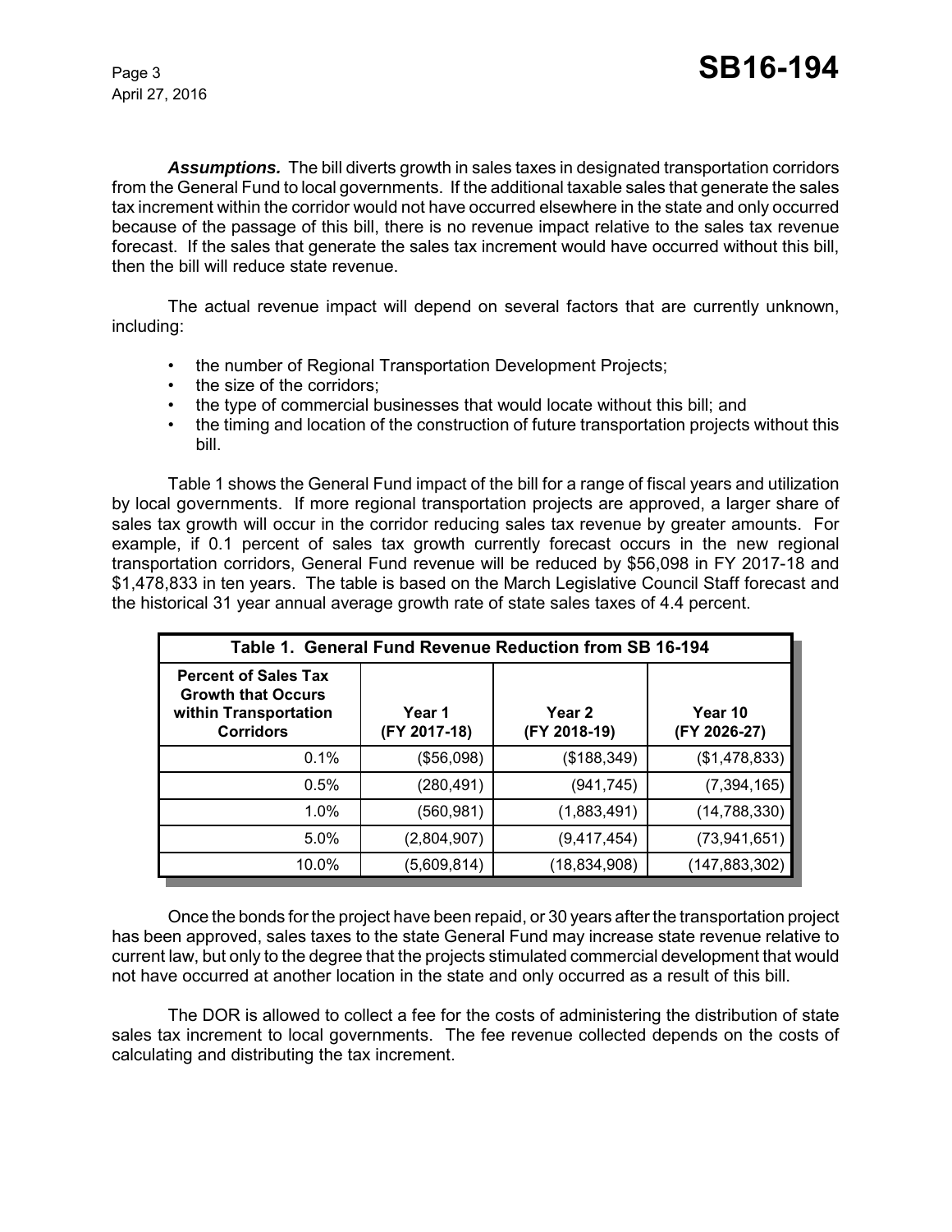***Assumptions.*** The bill diverts growth in sales taxes in designated transportation corridors from the General Fund to local governments. If the additional taxable sales that generate the sales tax increment within the corridor would not have occurred elsewhere in the state and only occurred because of the passage of this bill, there is no revenue impact relative to the sales tax revenue forecast. If the sales that generate the sales tax increment would have occurred without this bill, then the bill will reduce state revenue.

The actual revenue impact will depend on several factors that are currently unknown, including:

- the number of Regional Transportation Development Projects;
- the size of the corridors;
- the type of commercial businesses that would locate without this bill; and
- the timing and location of the construction of future transportation projects without this bill.

Table 1 shows the General Fund impact of the bill for a range of fiscal years and utilization by local governments. If more regional transportation projects are approved, a larger share of sales tax growth will occur in the corridor reducing sales tax revenue by greater amounts. For example, if 0.1 percent of sales tax growth currently forecast occurs in the new regional transportation corridors, General Fund revenue will be reduced by $56,098 in FY 2017-18 and $1,478,833 in ten years. The table is based on the March Legislative Council Staff forecast and the historical 31 year annual average growth rate of state sales taxes of 4.4 percent.

**Table 1. General Fund Revenue Reduction from SB 16-194**

| Percent of Sales Tax Growth that Occurs within Transportation Corridors | Year 1 (FY 2017-18) | Year 2 (FY 2018-19) | Year 10 (FY 2026-27) |
|---|---|---|---|
| 0.1% | ($56,098) | ($188,349) | ($1,478,833) |
| 0.5% | (280,491) | (941,745) | (7,394,165) |
| 1.0% | (560,981) | (1,883,491) | (14,788,330) |
| 5.0% | (2,804,907) | (9,417,454) | (73,941,651) |
| 10.0% | (5,609,814) | (18,834,908) | (147,883,302) |

Once the bonds for the project have been repaid, or 30 years after the transportation project has been approved, sales taxes to the state General Fund may increase state revenue relative to current law, but only to the degree that the projects stimulated commercial development that would not have occurred at another location in the state and only occurred as a result of this bill.

The DOR is allowed to collect a fee for the costs of administering the distribution of state sales tax increment to local governments. The fee revenue collected depends on the costs of calculating and distributing the tax increment.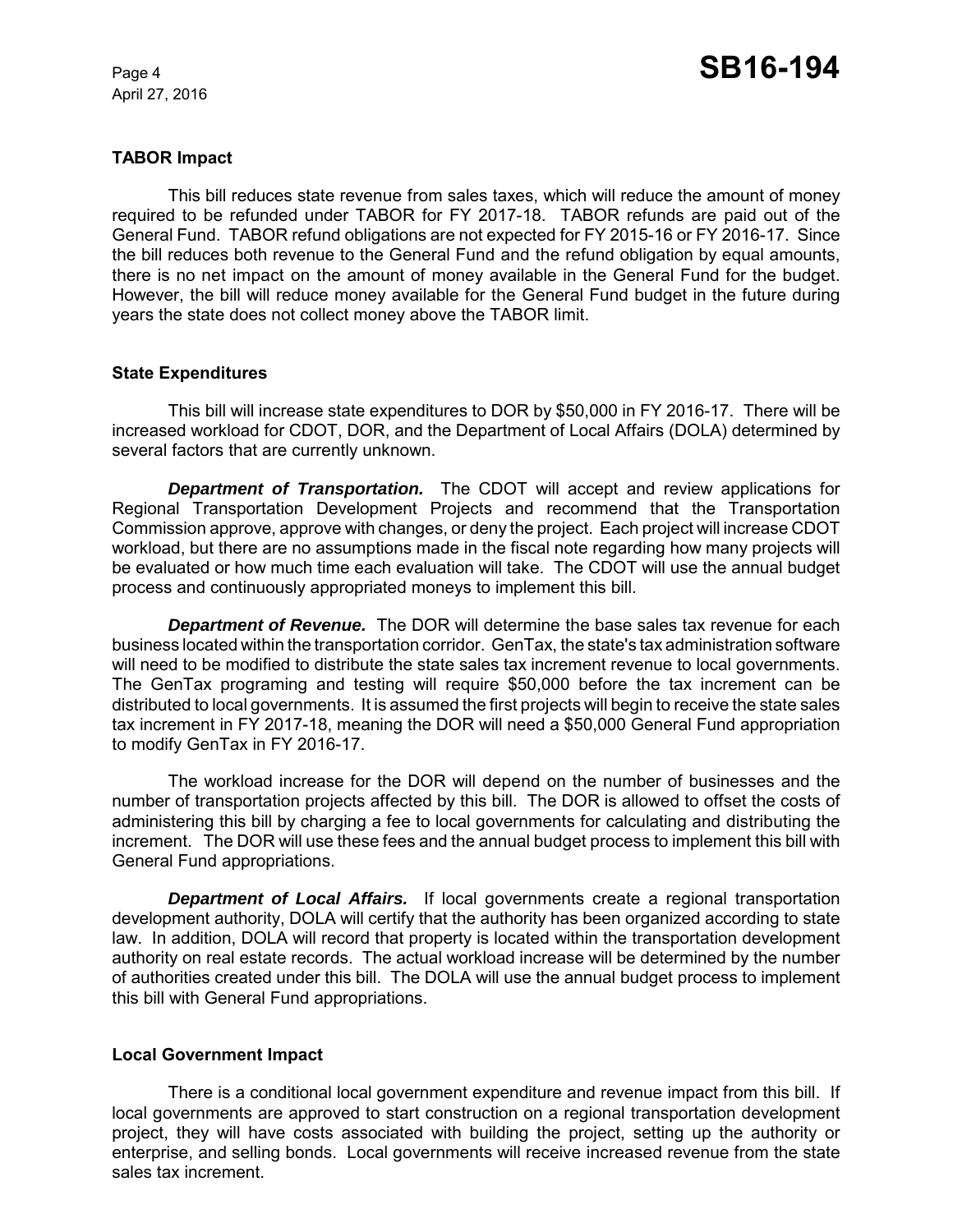### TABOR Impact

This bill reduces state revenue from sales taxes, which will reduce the amount of money required to be refunded under TABOR for FY 2017-18. TABOR refunds are paid out of the General Fund. TABOR refund obligations are not expected for FY 2015-16 or FY 2016-17. Since the bill reduces both revenue to the General Fund and the refund obligation by equal amounts, there is no net impact on the amount of money available in the General Fund for the budget. However, the bill will reduce money available for the General Fund budget in the future during years the state does not collect money above the TABOR limit.

### State Expenditures

This bill will increase state expenditures to DOR by $50,000 in FY 2016-17. There will be increased workload for CDOT, DOR, and the Department of Local Affairs (DOLA) determined by several factors that are currently unknown.

***Department of Transportation.*** The CDOT will accept and review applications for Regional Transportation Development Projects and recommend that the Transportation Commission approve, approve with changes, or deny the project. Each project will increase CDOT workload, but there are no assumptions made in the fiscal note regarding how many projects will be evaluated or how much time each evaluation will take. The CDOT will use the annual budget process and continuously appropriated moneys to implement this bill.

***Department of Revenue.*** The DOR will determine the base sales tax revenue for each business located within the transportation corridor. GenTax, the state's tax administration software will need to be modified to distribute the state sales tax increment revenue to local governments. The GenTax programing and testing will require $50,000 before the tax increment can be distributed to local governments. It is assumed the first projects will begin to receive the state sales tax increment in FY 2017-18, meaning the DOR will need a $50,000 General Fund appropriation to modify GenTax in FY 2016-17.

The workload increase for the DOR will depend on the number of businesses and the number of transportation projects affected by this bill. The DOR is allowed to offset the costs of administering this bill by charging a fee to local governments for calculating and distributing the increment. The DOR will use these fees and the annual budget process to implement this bill with General Fund appropriations.

***Department of Local Affairs.*** If local governments create a regional transportation development authority, DOLA will certify that the authority has been organized according to state law. In addition, DOLA will record that property is located within the transportation development authority on real estate records. The actual workload increase will be determined by the number of authorities created under this bill. The DOLA will use the annual budget process to implement this bill with General Fund appropriations.

### Local Government Impact

There is a conditional local government expenditure and revenue impact from this bill. If local governments are approved to start construction on a regional transportation development project, they will have costs associated with building the project, setting up the authority or enterprise, and selling bonds. Local governments will receive increased revenue from the state sales tax increment.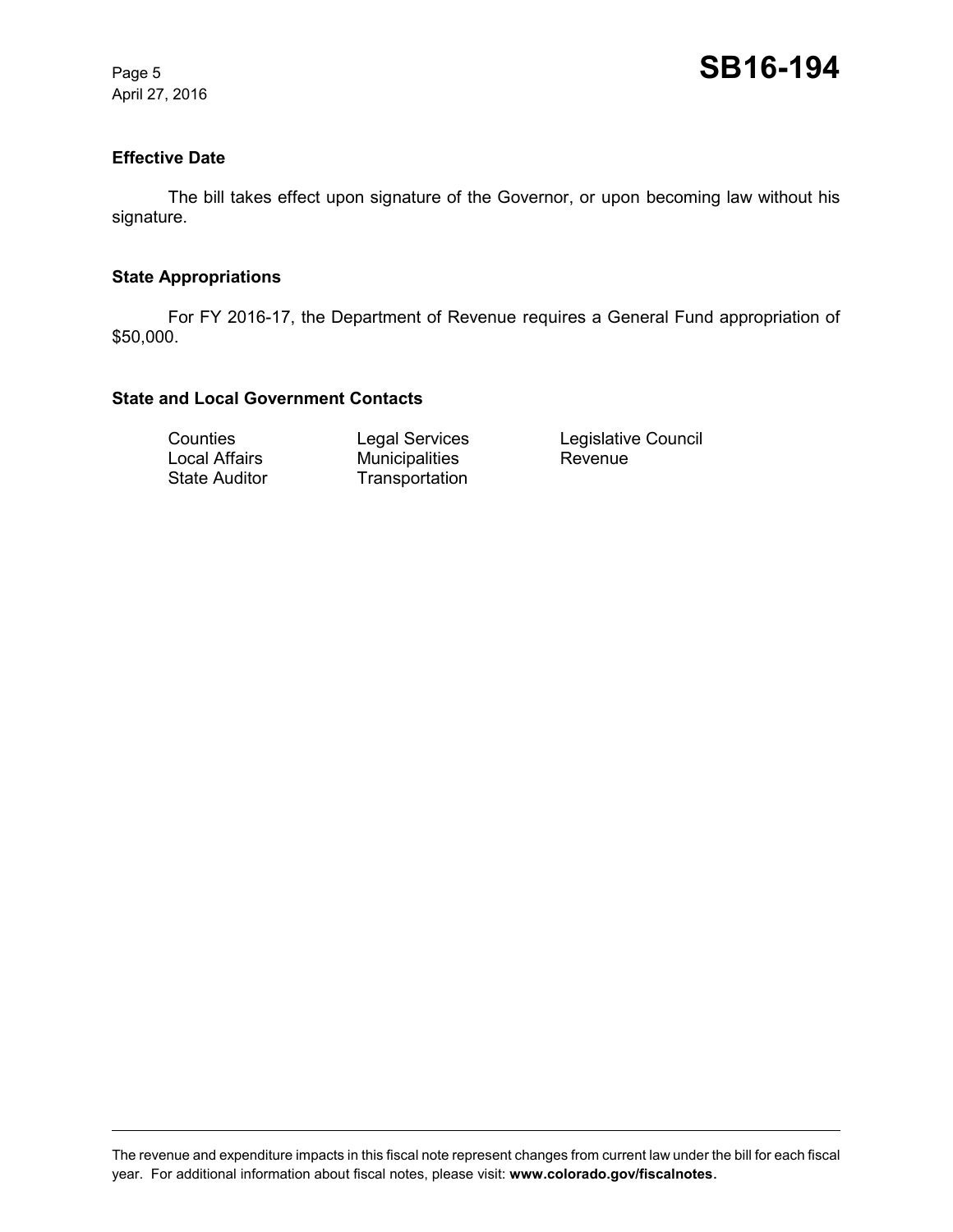### Effective Date

The bill takes effect upon signature of the Governor, or upon becoming law without his signature.

### State Appropriations

For FY 2016-17, the Department of Revenue requires a General Fund appropriation of $50,000.

### State and Local Government Contacts

| | | |
|---|---|---|
| Counties | Legal Services | Legislative Council |
| Local Affairs | Municipalities | Revenue |
| State Auditor | Transportation | |

The revenue and expenditure impacts in this fiscal note represent changes from current law under the bill for each fiscal year. For additional information about fiscal notes, please visit: **www.colorado.gov/fiscalnotes.**